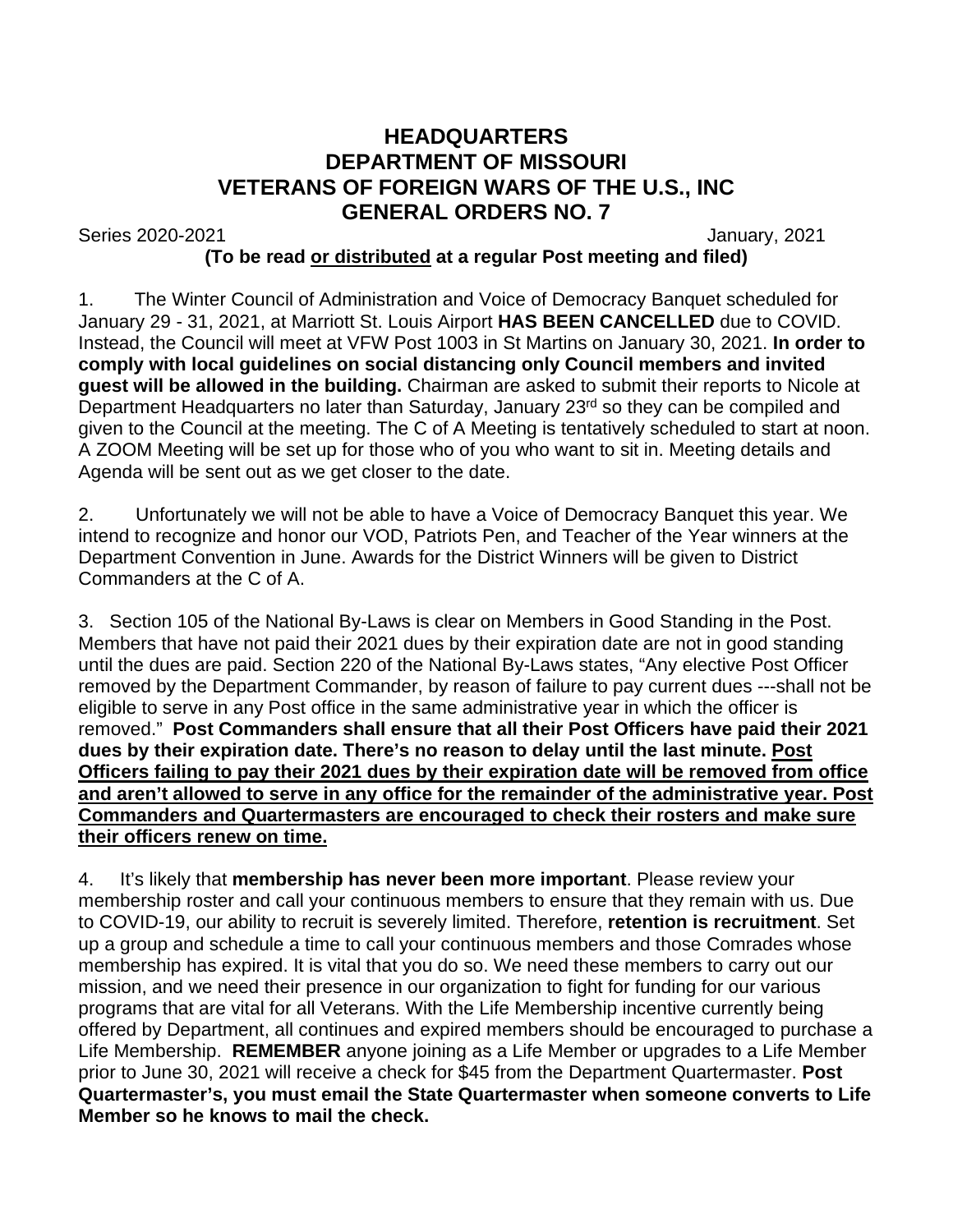# HEADQUARTERS
# DEPARTMENT OF MISSOURI
# VETERANS OF FOREIGN WARS OF THE U.S., INC
# GENERAL ORDERS NO. 7

Series 2020-2021 January, 2021

**(To be read <u>or distributed</u> at a regular Post meeting and filed)**

1. The Winter Council of Administration and Voice of Democracy Banquet scheduled for January 29 - 31, 2021, at Marriott St. Louis Airport **HAS BEEN CANCELLED** due to COVID. Instead, the Council will meet at VFW Post 1003 in St Martins on January 30, 2021. **In order to comply with local guidelines on social distancing only Council members and invited guest will be allowed in the building.** Chairman are asked to submit their reports to Nicole at Department Headquarters no later than Saturday, January 23rd so they can be compiled and given to the Council at the meeting. The C of A Meeting is tentatively scheduled to start at noon. A ZOOM Meeting will be set up for those who of you who want to sit in. Meeting details and Agenda will be sent out as we get closer to the date.

2. Unfortunately we will not be able to have a Voice of Democracy Banquet this year. We intend to recognize and honor our VOD, Patriots Pen, and Teacher of the Year winners at the Department Convention in June. Awards for the District Winners will be given to District Commanders at the C of A.

3. Section 105 of the National By-Laws is clear on Members in Good Standing in the Post. Members that have not paid their 2021 dues by their expiration date are not in good standing until the dues are paid. Section 220 of the National By-Laws states, "Any elective Post Officer removed by the Department Commander, by reason of failure to pay current dues ---shall not be eligible to serve in any Post office in the same administrative year in which the officer is removed." **Post Commanders shall ensure that all their Post Officers have paid their 2021 dues by their expiration date. There's no reason to delay until the last minute. <u>Post Officers failing to pay their 2021 dues by their expiration date will be removed from office and aren't allowed to serve in any office for the remainder of the administrative year. Post Commanders and Quartermasters are encouraged to check their rosters and make sure their officers renew on time.</u>**

4. It's likely that **membership has never been more important**. Please review your membership roster and call your continuous members to ensure that they remain with us. Due to COVID-19, our ability to recruit is severely limited. Therefore, **retention is recruitment**. Set up a group and schedule a time to call your continuous members and those Comrades whose membership has expired. It is vital that you do so. We need these members to carry out our mission, and we need their presence in our organization to fight for funding for our various programs that are vital for all Veterans. With the Life Membership incentive currently being offered by Department, all continues and expired members should be encouraged to purchase a Life Membership. **REMEMBER** anyone joining as a Life Member or upgrades to a Life Member prior to June 30, 2021 will receive a check for $45 from the Department Quartermaster. **Post Quartermaster's, you must email the State Quartermaster when someone converts to Life Member so he knows to mail the check.**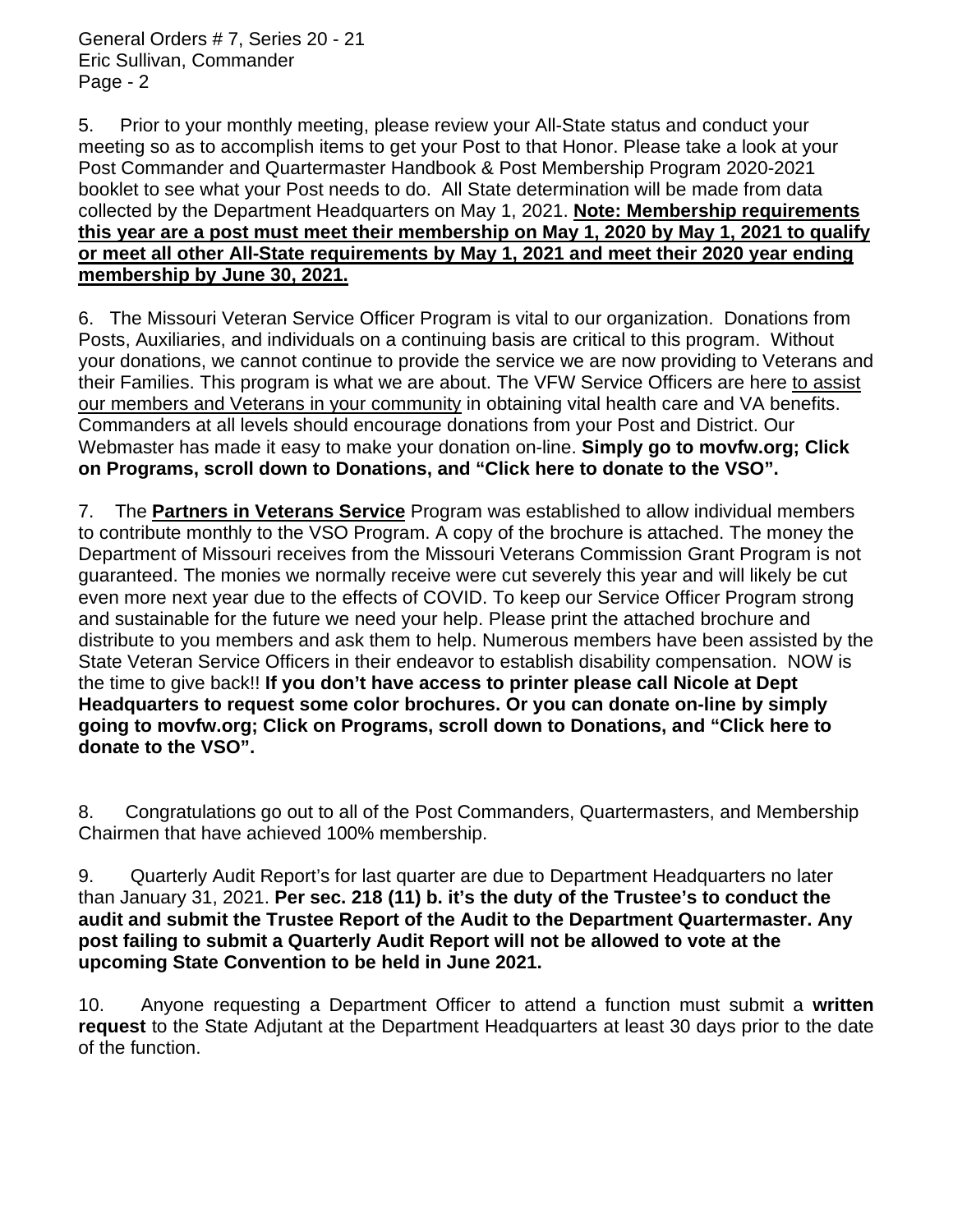5. Prior to your monthly meeting, please review your All-State status and conduct your meeting so as to accomplish items to get your Post to that Honor. Please take a look at your Post Commander and Quartermaster Handbook & Post Membership Program 2020-2021 booklet to see what your Post needs to do. All State determination will be made from data collected by the Department Headquarters on May 1, 2021. **<u>Note: Membership requirements this year are a post must meet their membership on May 1, 2020 by May 1, 2021 to qualify or meet all other All-State requirements by May 1, 2021 and meet their 2020 year ending membership by June 30, 2021.</u>**

6. The Missouri Veteran Service Officer Program is vital to our organization. Donations from Posts, Auxiliaries, and individuals on a continuing basis are critical to this program. Without your donations, we cannot continue to provide the service we are now providing to Veterans and their Families. This program is what we are about. The VFW Service Officers are here <u>to assist our members and Veterans in your community</u> in obtaining vital health care and VA benefits. Commanders at all levels should encourage donations from your Post and District. Our Webmaster has made it easy to make your donation on-line. **Simply go to movfw.org; Click on Programs, scroll down to Donations, and "Click here to donate to the VSO".**

7. The **<u>Partners in Veterans Service</u>** Program was established to allow individual members to contribute monthly to the VSO Program. A copy of the brochure is attached. The money the Department of Missouri receives from the Missouri Veterans Commission Grant Program is not guaranteed. The monies we normally receive were cut severely this year and will likely be cut even more next year due to the effects of COVID. To keep our Service Officer Program strong and sustainable for the future we need your help. Please print the attached brochure and distribute to you members and ask them to help. Numerous members have been assisted by the State Veteran Service Officers in their endeavor to establish disability compensation. NOW is the time to give back!! **If you don't have access to printer please call Nicole at Dept Headquarters to request some color brochures. Or you can donate on-line by simply going to movfw.org; Click on Programs, scroll down to Donations, and "Click here to donate to the VSO".**

8. Congratulations go out to all of the Post Commanders, Quartermasters, and Membership Chairmen that have achieved 100% membership.

9. Quarterly Audit Report's for last quarter are due to Department Headquarters no later than January 31, 2021. **Per sec. 218 (11) b. it's the duty of the Trustee's to conduct the audit and submit the Trustee Report of the Audit to the Department Quartermaster. Any post failing to submit a Quarterly Audit Report will not be allowed to vote at the upcoming State Convention to be held in June 2021.**

10. Anyone requesting a Department Officer to attend a function must submit a **written request** to the State Adjutant at the Department Headquarters at least 30 days prior to the date of the function.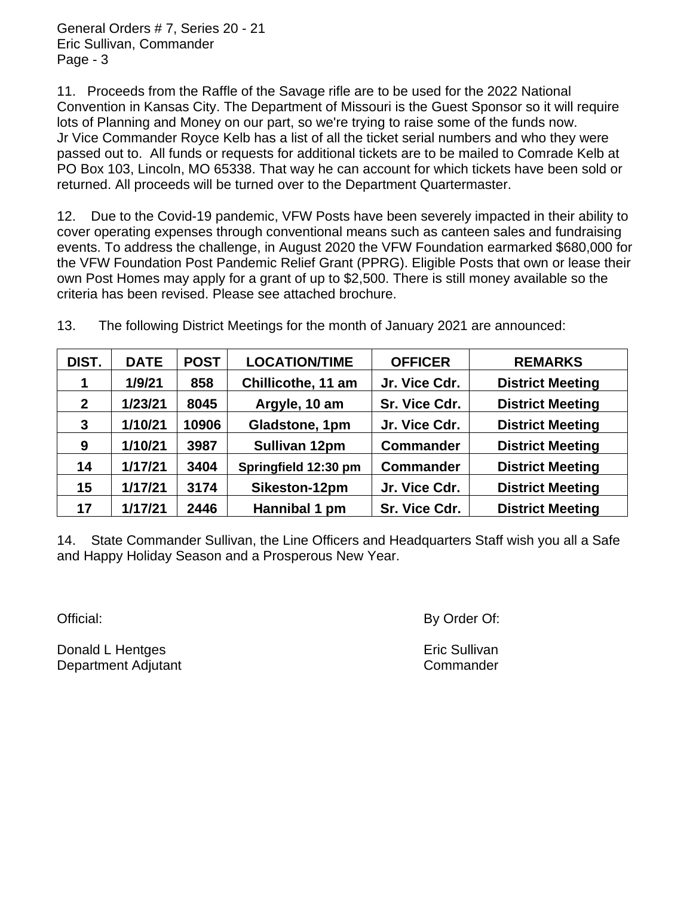11. Proceeds from the Raffle of the Savage rifle are to be used for the 2022 National Convention in Kansas City. The Department of Missouri is the Guest Sponsor so it will require lots of Planning and Money on our part, so we're trying to raise some of the funds now. Jr Vice Commander Royce Kelb has a list of all the ticket serial numbers and who they were passed out to. All funds or requests for additional tickets are to be mailed to Comrade Kelb at PO Box 103, Lincoln, MO 65338. That way he can account for which tickets have been sold or returned. All proceeds will be turned over to the Department Quartermaster.

12. Due to the Covid-19 pandemic, VFW Posts have been severely impacted in their ability to cover operating expenses through conventional means such as canteen sales and fundraising events. To address the challenge, in August 2020 the VFW Foundation earmarked $680,000 for the VFW Foundation Post Pandemic Relief Grant (PPRG). Eligible Posts that own or lease their own Post Homes may apply for a grant of up to $2,500. There is still money available so the criteria has been revised. Please see attached brochure.

13. The following District Meetings for the month of January 2021 are announced:

| DIST. | DATE | POST | LOCATION/TIME | OFFICER | REMARKS |
|---|---|---|---|---|---|
| 1 | 1/9/21 | 858 | Chillicothe, 11 am | Jr. Vice Cdr. | District Meeting |
| 2 | 1/23/21 | 8045 | Argyle, 10 am | Sr. Vice Cdr. | District Meeting |
| 3 | 1/10/21 | 10906 | Gladstone, 1pm | Jr. Vice Cdr. | District Meeting |
| 9 | 1/10/21 | 3987 | Sullivan 12pm | Commander | District Meeting |
| 14 | 1/17/21 | 3404 | Springfield 12:30 pm | Commander | District Meeting |
| 15 | 1/17/21 | 3174 | Sikeston-12pm | Jr. Vice Cdr. | District Meeting |
| 17 | 1/17/21 | 2446 | Hannibal 1 pm | Sr. Vice Cdr. | District Meeting |

14. State Commander Sullivan, the Line Officers and Headquarters Staff wish you all a Safe and Happy Holiday Season and a Prosperous New Year.

Official:

Donald L Hentges
Department Adjutant

By Order Of:

Eric Sullivan
Commander